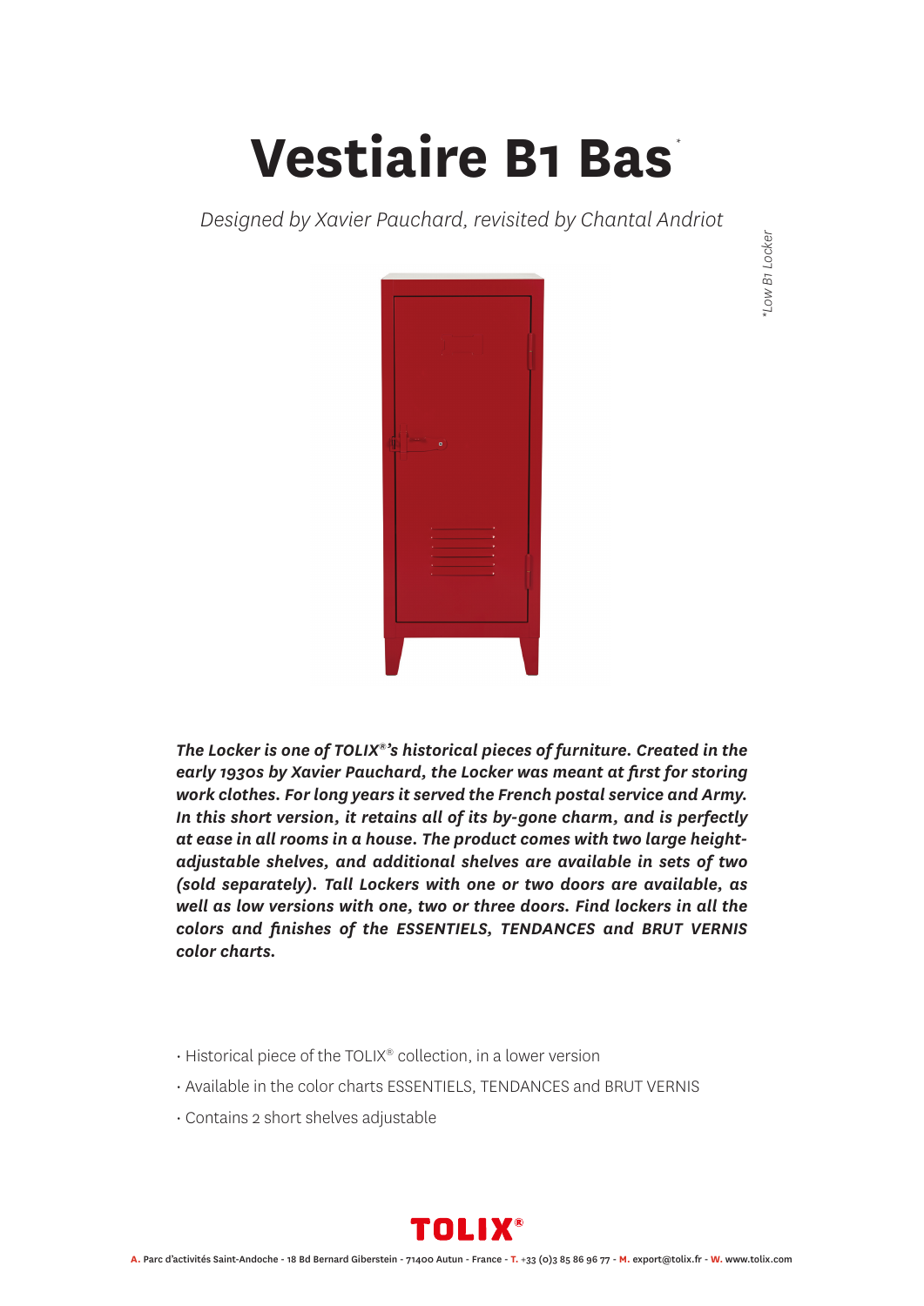# Vestiaire B1 Bas*

*Designed by Xavier Pauchard, revisited by Chantal Andriot*

*\*Low B1 Locker*

***The Locker is one of TOLIX®'s historical pieces of furniture. Created in the early 1930s by Xavier Pauchard, the Locker was meant at first for storing work clothes. For long years it served the French postal service and Army. In this short version, it retains all of its by-gone charm, and is perfectly at ease in all rooms in a house. The product comes with two large height-adjustable shelves, and additional shelves are available in sets of two (sold separately). Tall Lockers with one or two doors are available, as well as low versions with one, two or three doors. Find lockers in all the colors and finishes of the ESSENTIELS, TENDANCES and BRUT VERNIS color charts.***

- Historical piece of the TOLIX® collection, in a lower version
- Available in the color charts ESSENTIELS, TENDANCES and BRUT VERNIS
- Contains 2 short shelves adjustable

**TOLIX®**

**A.** Parc d'activités Saint-Andoche - 18 Bd Bernard Giberstein - 71400 Autun - France - **T.** +33 (0)3 85 86 96 77 - **M.** export@tolix.fr - **W.** www.tolix.com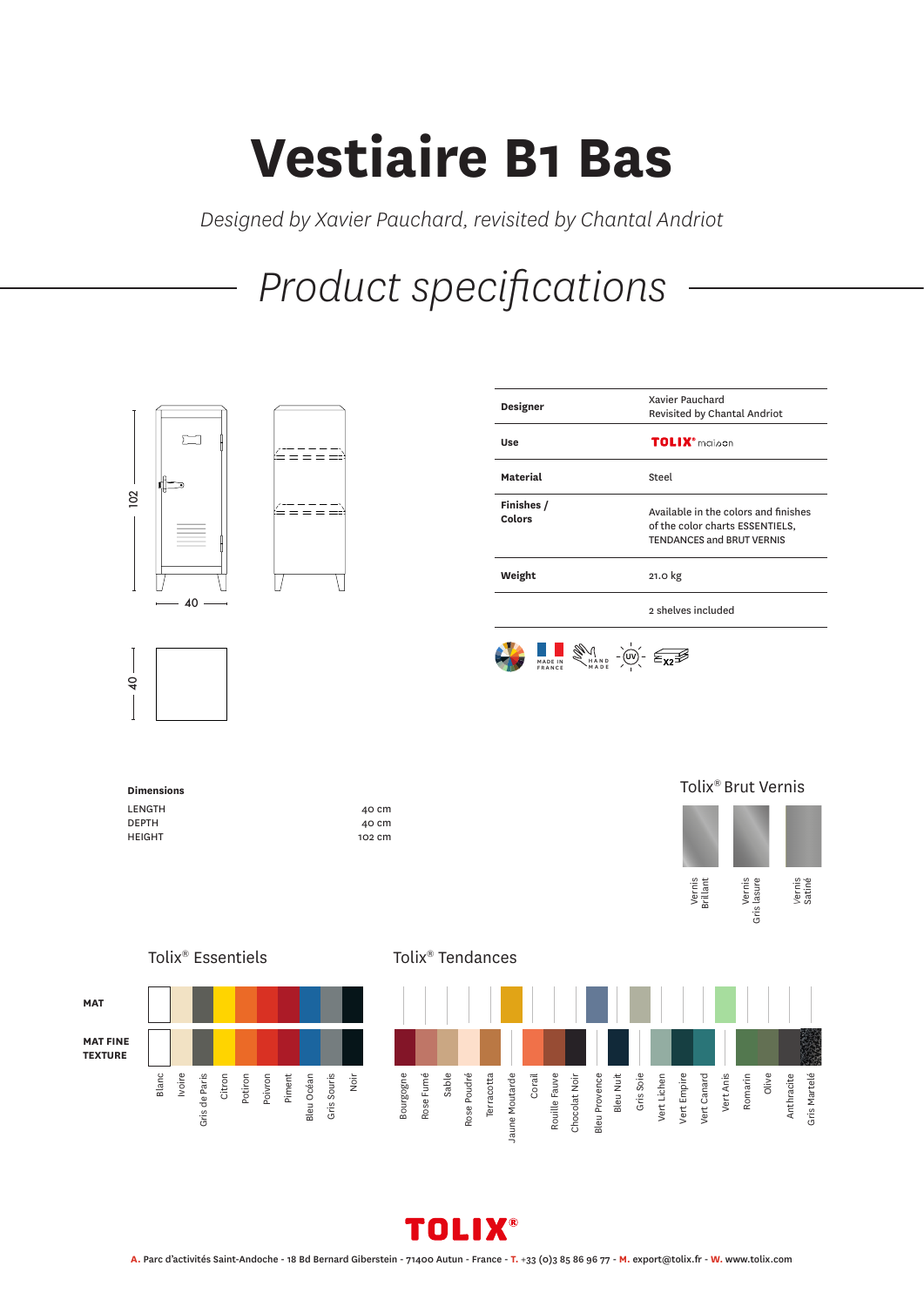# Vestiaire B1 Bas

*Designed by Xavier Pauchard, revisited by Chantal Andriot*

## *Product specifications*

102

40

40

| | |
|---|---|
| **Designer** | Xavier Pauchard<br>Revisited by Chantal Andriot |
| **Use** | TOLIX® maison |
| **Material** | Steel |
| **Finishes / Colors** | Available in the colors and finishes of the color charts ESSENTIELS, TENDANCES and BRUT VERNIS |
| **Weight** | 21.0 kg |
| | 2 shelves included |

MADE IN FRANCE — HAND MADE — UV — X2

**Dimensions**

| | |
|---|---|
| LENGTH | 40 cm |
| DEPTH | 40 cm |
| HEIGHT | 102 cm |

### Tolix® Brut Vernis

Vernis Brillant — Vernis Gris lasure — Vernis Satiné

### Tolix® Essentiels

MAT

MAT FINE TEXTURE

Blanc, Ivoire, Gris de Paris, Citron, Potiron, Poivron, Piment, Bleu Océan, Gris Souris, Noir

### Tolix® Tendances

Bourgogne, Rose Fumé, Sable, Rose Poudré, Terracotta, Jaune Moutarde, Corail, Rouille Fauve, Chocolat Noir, Bleu Provence, Bleu Nuit, Gris Soie, Vert Lichen, Vert Empire, Vert Canard, Vert Anis, Romarin, Olive, Anthracite, Gris Martelé

**TOLIX®**

**A.** Parc d'activités Saint-Andoche - 18 Bd Bernard Giberstein - 71400 Autun - France - **T.** +33 (0)3 85 86 96 77 - **M.** export@tolix.fr - **W.** www.tolix.com